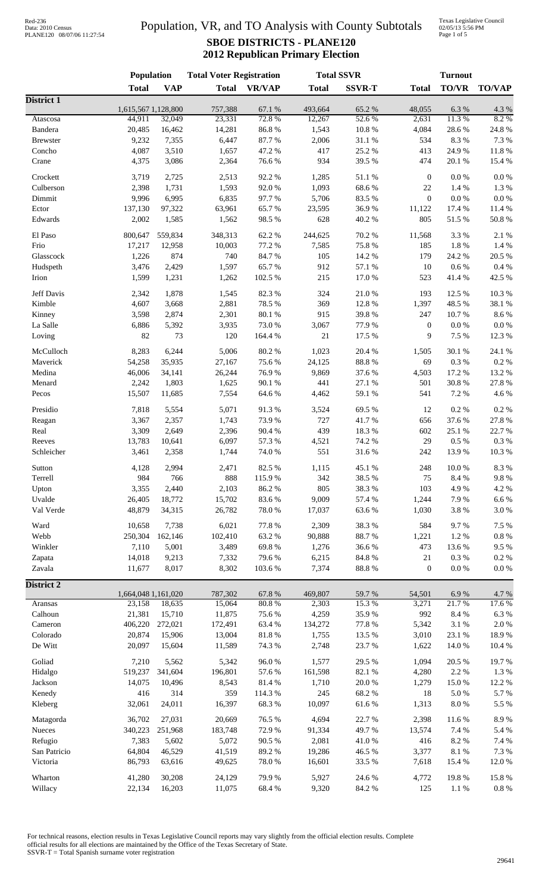# Population, VR, and TO Analysis with County Subtotals

## SBOE DISTRICTS - PLANE120
## 2012 Republican Primary Election

Red-236
Data: 2010 Census
PLANE120 08/07/06 11:27:54

Texas Legislative Council
02/05/13 5:56 PM

| | Population | | Total Voter Registration | | Total SSVR | | Turnout | | |
|---|---|---|---|---|---|---|---|---|---|
| | Total | VAP | Total | VR/VAP | Total | SSVR-T | Total | TO/VR | TO/VAP |
| **District 1** | | | | | | | | | |
| | 1,615,567 | 1,128,800 | 757,388 | 67.1 % | 493,664 | 65.2 % | 48,055 | 6.3 % | 4.3 % |
| Atascosa | 44,911 | 32,049 | 23,331 | 72.8 % | 12,267 | 52.6 % | 2,631 | 11.3 % | 8.2 % |
| Bandera | 20,485 | 16,462 | 14,281 | 86.8 % | 1,543 | 10.8 % | 4,084 | 28.6 % | 24.8 % |
| Brewster | 9,232 | 7,355 | 6,447 | 87.7 % | 2,006 | 31.1 % | 534 | 8.3 % | 7.3 % |
| Concho | 4,087 | 3,510 | 1,657 | 47.2 % | 417 | 25.2 % | 413 | 24.9 % | 11.8 % |
| Crane | 4,375 | 3,086 | 2,364 | 76.6 % | 934 | 39.5 % | 474 | 20.1 % | 15.4 % |
| Crockett | 3,719 | 2,725 | 2,513 | 92.2 % | 1,285 | 51.1 % | 0 | 0.0 % | 0.0 % |
| Culberson | 2,398 | 1,731 | 1,593 | 92.0 % | 1,093 | 68.6 % | 22 | 1.4 % | 1.3 % |
| Dimmit | 9,996 | 6,995 | 6,835 | 97.7 % | 5,706 | 83.5 % | 0 | 0.0 % | 0.0 % |
| Ector | 137,130 | 97,322 | 63,961 | 65.7 % | 23,595 | 36.9 % | 11,122 | 17.4 % | 11.4 % |
| Edwards | 2,002 | 1,585 | 1,562 | 98.5 % | 628 | 40.2 % | 805 | 51.5 % | 50.8 % |
| El Paso | 800,647 | 559,834 | 348,313 | 62.2 % | 244,625 | 70.2 % | 11,568 | 3.3 % | 2.1 % |
| Frio | 17,217 | 12,958 | 10,003 | 77.2 % | 7,585 | 75.8 % | 185 | 1.8 % | 1.4 % |
| Glasscock | 1,226 | 874 | 740 | 84.7 % | 105 | 14.2 % | 179 | 24.2 % | 20.5 % |
| Hudspeth | 3,476 | 2,429 | 1,597 | 65.7 % | 912 | 57.1 % | 10 | 0.6 % | 0.4 % |
| Irion | 1,599 | 1,231 | 1,262 | 102.5 % | 215 | 17.0 % | 523 | 41.4 % | 42.5 % |
| Jeff Davis | 2,342 | 1,878 | 1,545 | 82.3 % | 324 | 21.0 % | 193 | 12.5 % | 10.3 % |
| Kimble | 4,607 | 3,668 | 2,881 | 78.5 % | 369 | 12.8 % | 1,397 | 48.5 % | 38.1 % |
| Kinney | 3,598 | 2,874 | 2,301 | 80.1 % | 915 | 39.8 % | 247 | 10.7 % | 8.6 % |
| La Salle | 6,886 | 5,392 | 3,935 | 73.0 % | 3,067 | 77.9 % | 0 | 0.0 % | 0.0 % |
| Loving | 82 | 73 | 120 | 164.4 % | 21 | 17.5 % | 9 | 7.5 % | 12.3 % |
| McCulloch | 8,283 | 6,244 | 5,006 | 80.2 % | 1,023 | 20.4 % | 1,505 | 30.1 % | 24.1 % |
| Maverick | 54,258 | 35,935 | 27,167 | 75.6 % | 24,125 | 88.8 % | 69 | 0.3 % | 0.2 % |
| Medina | 46,006 | 34,141 | 26,244 | 76.9 % | 9,869 | 37.6 % | 4,503 | 17.2 % | 13.2 % |
| Menard | 2,242 | 1,803 | 1,625 | 90.1 % | 441 | 27.1 % | 501 | 30.8 % | 27.8 % |
| Pecos | 15,507 | 11,685 | 7,554 | 64.6 % | 4,462 | 59.1 % | 541 | 7.2 % | 4.6 % |
| Presidio | 7,818 | 5,554 | 5,071 | 91.3 % | 3,524 | 69.5 % | 12 | 0.2 % | 0.2 % |
| Reagan | 3,367 | 2,357 | 1,743 | 73.9 % | 727 | 41.7 % | 656 | 37.6 % | 27.8 % |
| Real | 3,309 | 2,649 | 2,396 | 90.4 % | 439 | 18.3 % | 602 | 25.1 % | 22.7 % |
| Reeves | 13,783 | 10,641 | 6,097 | 57.3 % | 4,521 | 74.2 % | 29 | 0.5 % | 0.3 % |
| Schleicher | 3,461 | 2,358 | 1,744 | 74.0 % | 551 | 31.6 % | 242 | 13.9 % | 10.3 % |
| Sutton | 4,128 | 2,994 | 2,471 | 82.5 % | 1,115 | 45.1 % | 248 | 10.0 % | 8.3 % |
| Terrell | 984 | 766 | 888 | 115.9 % | 342 | 38.5 % | 75 | 8.4 % | 9.8 % |
| Upton | 3,355 | 2,440 | 2,103 | 86.2 % | 805 | 38.3 % | 103 | 4.9 % | 4.2 % |
| Uvalde | 26,405 | 18,772 | 15,702 | 83.6 % | 9,009 | 57.4 % | 1,244 | 7.9 % | 6.6 % |
| Val Verde | 48,879 | 34,315 | 26,782 | 78.0 % | 17,037 | 63.6 % | 1,030 | 3.8 % | 3.0 % |
| Ward | 10,658 | 7,738 | 6,021 | 77.8 % | 2,309 | 38.3 % | 584 | 9.7 % | 7.5 % |
| Webb | 250,304 | 162,146 | 102,410 | 63.2 % | 90,888 | 88.7 % | 1,221 | 1.2 % | 0.8 % |
| Winkler | 7,110 | 5,001 | 3,489 | 69.8 % | 1,276 | 36.6 % | 473 | 13.6 % | 9.5 % |
| Zapata | 14,018 | 9,213 | 7,332 | 79.6 % | 6,215 | 84.8 % | 21 | 0.3 % | 0.2 % |
| Zavala | 11,677 | 8,017 | 8,302 | 103.6 % | 7,374 | 88.8 % | 0 | 0.0 % | 0.0 % |
| **District 2** | | | | | | | | | |
| | 1,664,048 | 1,161,020 | 787,302 | 67.8 % | 469,807 | 59.7 % | 54,501 | 6.9 % | 4.7 % |
| Aransas | 23,158 | 18,635 | 15,064 | 80.8 % | 2,303 | 15.3 % | 3,271 | 21.7 % | 17.6 % |
| Calhoun | 21,381 | 15,710 | 11,875 | 75.6 % | 4,259 | 35.9 % | 992 | 8.4 % | 6.3 % |
| Cameron | 406,220 | 272,021 | 172,491 | 63.4 % | 134,272 | 77.8 % | 5,342 | 3.1 % | 2.0 % |
| Colorado | 20,874 | 15,906 | 13,004 | 81.8 % | 1,755 | 13.5 % | 3,010 | 23.1 % | 18.9 % |
| De Witt | 20,097 | 15,604 | 11,589 | 74.3 % | 2,748 | 23.7 % | 1,622 | 14.0 % | 10.4 % |
| Goliad | 7,210 | 5,562 | 5,342 | 96.0 % | 1,577 | 29.5 % | 1,094 | 20.5 % | 19.7 % |
| Hidalgo | 519,237 | 341,604 | 196,801 | 57.6 % | 161,598 | 82.1 % | 4,280 | 2.2 % | 1.3 % |
| Jackson | 14,075 | 10,496 | 8,543 | 81.4 % | 1,710 | 20.0 % | 1,279 | 15.0 % | 12.2 % |
| Kenedy | 416 | 314 | 359 | 114.3 % | 245 | 68.2 % | 18 | 5.0 % | 5.7 % |
| Kleberg | 32,061 | 24,011 | 16,397 | 68.3 % | 10,097 | 61.6 % | 1,313 | 8.0 % | 5.5 % |
| Matagorda | 36,702 | 27,031 | 20,669 | 76.5 % | 4,694 | 22.7 % | 2,398 | 11.6 % | 8.9 % |
| Nueces | 340,223 | 251,968 | 183,748 | 72.9 % | 91,334 | 49.7 % | 13,574 | 7.4 % | 5.4 % |
| Refugio | 7,383 | 5,602 | 5,072 | 90.5 % | 2,081 | 41.0 % | 416 | 8.2 % | 7.4 % |
| San Patricio | 64,804 | 46,529 | 41,519 | 89.2 % | 19,286 | 46.5 % | 3,377 | 8.1 % | 7.3 % |
| Victoria | 86,793 | 63,616 | 49,625 | 78.0 % | 16,601 | 33.5 % | 7,618 | 15.4 % | 12.0 % |
| Wharton | 41,280 | 30,208 | 24,129 | 79.9 % | 5,927 | 24.6 % | 4,772 | 19.8 % | 15.8 % |
| Willacy | 22,134 | 16,203 | 11,075 | 68.4 % | 9,320 | 84.2 % | 125 | 1.1 % | 0.8 % |

For technical reasons, election results in Texas Legislative Council reports may vary slightly from the official election results. Complete official results for all elections are maintained by the Office of the Texas Secretary of State.
SSVR-T = Total Spanish surname voter registration

29641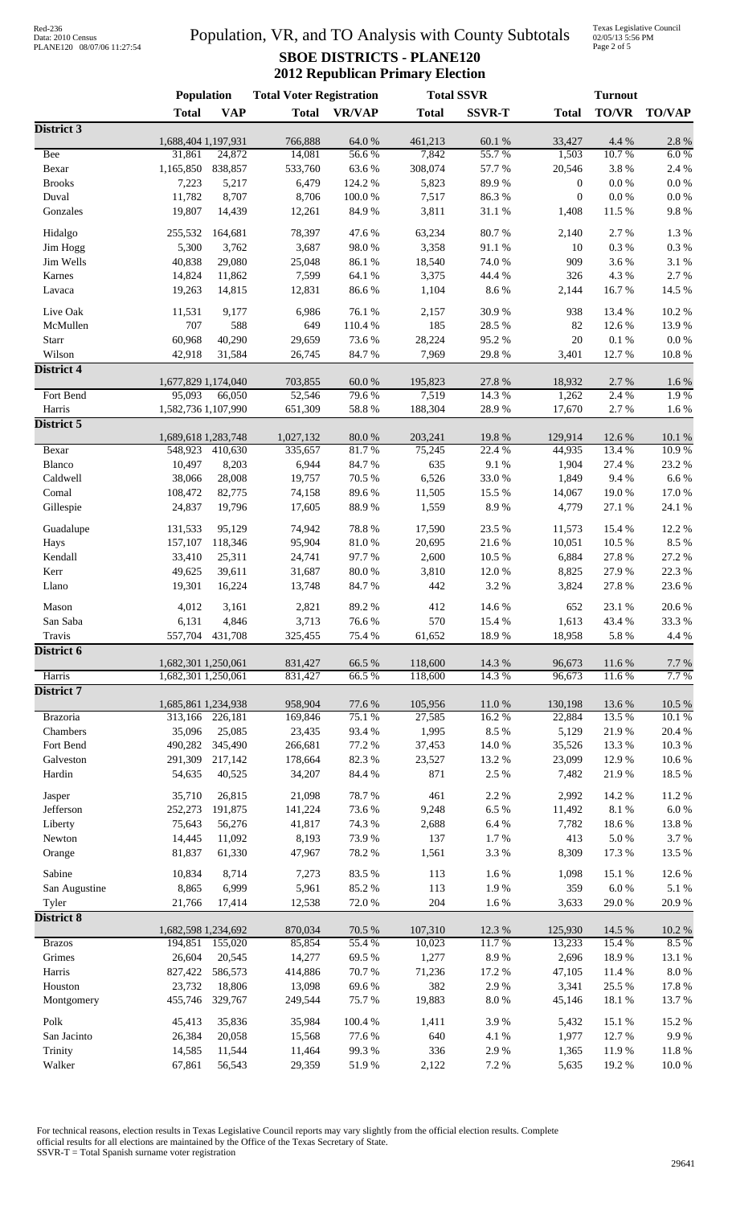# Population, VR, and TO Analysis with County Subtotals

## SBOE DISTRICTS - PLANE120

### 2012 Republican Primary Election

| | Population | | Total Voter Registration | | Total SSVR | | Turnout | | |
|---|---|---|---|---|---|---|---|---|---|
| | **Total** | **VAP** | **Total** | **VR/VAP** | **Total** | **SSVR-T** | **Total** | **TO/VR** | **TO/VAP** |
| **District 3** | | | | | | | | | |
| | 1,688,404 | 1,197,931 | 766,888 | 64.0 % | 461,213 | 60.1 % | 33,427 | 4.4 % | 2.8 % |
| Bee | 31,861 | 24,872 | 14,081 | 56.6 % | 7,842 | 55.7 % | 1,503 | 10.7 % | 6.0 % |
| Bexar | 1,165,850 | 838,857 | 533,760 | 63.6 % | 308,074 | 57.7 % | 20,546 | 3.8 % | 2.4 % |
| Brooks | 7,223 | 5,217 | 6,479 | 124.2 % | 5,823 | 89.9 % | 0 | 0.0 % | 0.0 % |
| Duval | 11,782 | 8,707 | 8,706 | 100.0 % | 7,517 | 86.3 % | 0 | 0.0 % | 0.0 % |
| Gonzales | 19,807 | 14,439 | 12,261 | 84.9 % | 3,811 | 31.1 % | 1,408 | 11.5 % | 9.8 % |
| Hidalgo | 255,532 | 164,681 | 78,397 | 47.6 % | 63,234 | 80.7 % | 2,140 | 2.7 % | 1.3 % |
| Jim Hogg | 5,300 | 3,762 | 3,687 | 98.0 % | 3,358 | 91.1 % | 10 | 0.3 % | 0.3 % |
| Jim Wells | 40,838 | 29,080 | 25,048 | 86.1 % | 18,540 | 74.0 % | 909 | 3.6 % | 3.1 % |
| Karnes | 14,824 | 11,862 | 7,599 | 64.1 % | 3,375 | 44.4 % | 326 | 4.3 % | 2.7 % |
| Lavaca | 19,263 | 14,815 | 12,831 | 86.6 % | 1,104 | 8.6 % | 2,144 | 16.7 % | 14.5 % |
| Live Oak | 11,531 | 9,177 | 6,986 | 76.1 % | 2,157 | 30.9 % | 938 | 13.4 % | 10.2 % |
| McMullen | 707 | 588 | 649 | 110.4 % | 185 | 28.5 % | 82 | 12.6 % | 13.9 % |
| Starr | 60,968 | 40,290 | 29,659 | 73.6 % | 28,224 | 95.2 % | 20 | 0.1 % | 0.0 % |
| Wilson | 42,918 | 31,584 | 26,745 | 84.7 % | 7,969 | 29.8 % | 3,401 | 12.7 % | 10.8 % |
| **District 4** | | | | | | | | | |
| | 1,677,829 | 1,174,040 | 703,855 | 60.0 % | 195,823 | 27.8 % | 18,932 | 2.7 % | 1.6 % |
| Fort Bend | 95,093 | 66,050 | 52,546 | 79.6 % | 7,519 | 14.3 % | 1,262 | 2.4 % | 1.9 % |
| Harris | 1,582,736 | 1,107,990 | 651,309 | 58.8 % | 188,304 | 28.9 % | 17,670 | 2.7 % | 1.6 % |
| **District 5** | | | | | | | | | |
| | 1,689,618 | 1,283,748 | 1,027,132 | 80.0 % | 203,241 | 19.8 % | 129,914 | 12.6 % | 10.1 % |
| Bexar | 548,923 | 410,630 | 335,657 | 81.7 % | 75,245 | 22.4 % | 44,935 | 13.4 % | 10.9 % |
| Blanco | 10,497 | 8,203 | 6,944 | 84.7 % | 635 | 9.1 % | 1,904 | 27.4 % | 23.2 % |
| Caldwell | 38,066 | 28,008 | 19,757 | 70.5 % | 6,526 | 33.0 % | 1,849 | 9.4 % | 6.6 % |
| Comal | 108,472 | 82,775 | 74,158 | 89.6 % | 11,505 | 15.5 % | 14,067 | 19.0 % | 17.0 % |
| Gillespie | 24,837 | 19,796 | 17,605 | 88.9 % | 1,559 | 8.9 % | 4,779 | 27.1 % | 24.1 % |
| Guadalupe | 131,533 | 95,129 | 74,942 | 78.8 % | 17,590 | 23.5 % | 11,573 | 15.4 % | 12.2 % |
| Hays | 157,107 | 118,346 | 95,904 | 81.0 % | 20,695 | 21.6 % | 10,051 | 10.5 % | 8.5 % |
| Kendall | 33,410 | 25,311 | 24,741 | 97.7 % | 2,600 | 10.5 % | 6,884 | 27.8 % | 27.2 % |
| Kerr | 49,625 | 39,611 | 31,687 | 80.0 % | 3,810 | 12.0 % | 8,825 | 27.9 % | 22.3 % |
| Llano | 19,301 | 16,224 | 13,748 | 84.7 % | 442 | 3.2 % | 3,824 | 27.8 % | 23.6 % |
| Mason | 4,012 | 3,161 | 2,821 | 89.2 % | 412 | 14.6 % | 652 | 23.1 % | 20.6 % |
| San Saba | 6,131 | 4,846 | 3,713 | 76.6 % | 570 | 15.4 % | 1,613 | 43.4 % | 33.3 % |
| Travis | 557,704 | 431,708 | 325,455 | 75.4 % | 61,652 | 18.9 % | 18,958 | 5.8 % | 4.4 % |
| **District 6** | | | | | | | | | |
| | 1,682,301 | 1,250,061 | 831,427 | 66.5 % | 118,600 | 14.3 % | 96,673 | 11.6 % | 7.7 % |
| Harris | 1,682,301 | 1,250,061 | 831,427 | 66.5 % | 118,600 | 14.3 % | 96,673 | 11.6 % | 7.7 % |
| **District 7** | | | | | | | | | |
| | 1,685,861 | 1,234,938 | 958,904 | 77.6 % | 105,956 | 11.0 % | 130,198 | 13.6 % | 10.5 % |
| Brazoria | 313,166 | 226,181 | 169,846 | 75.1 % | 27,585 | 16.2 % | 22,884 | 13.5 % | 10.1 % |
| Chambers | 35,096 | 25,085 | 23,435 | 93.4 % | 1,995 | 8.5 % | 5,129 | 21.9 % | 20.4 % |
| Fort Bend | 490,282 | 345,490 | 266,681 | 77.2 % | 37,453 | 14.0 % | 35,526 | 13.3 % | 10.3 % |
| Galveston | 291,309 | 217,142 | 178,664 | 82.3 % | 23,527 | 13.2 % | 23,099 | 12.9 % | 10.6 % |
| Hardin | 54,635 | 40,525 | 34,207 | 84.4 % | 871 | 2.5 % | 7,482 | 21.9 % | 18.5 % |
| Jasper | 35,710 | 26,815 | 21,098 | 78.7 % | 461 | 2.2 % | 2,992 | 14.2 % | 11.2 % |
| Jefferson | 252,273 | 191,875 | 141,224 | 73.6 % | 9,248 | 6.5 % | 11,492 | 8.1 % | 6.0 % |
| Liberty | 75,643 | 56,276 | 41,817 | 74.3 % | 2,688 | 6.4 % | 7,782 | 18.6 % | 13.8 % |
| Newton | 14,445 | 11,092 | 8,193 | 73.9 % | 137 | 1.7 % | 413 | 5.0 % | 3.7 % |
| Orange | 81,837 | 61,330 | 47,967 | 78.2 % | 1,561 | 3.3 % | 8,309 | 17.3 % | 13.5 % |
| Sabine | 10,834 | 8,714 | 7,273 | 83.5 % | 113 | 1.6 % | 1,098 | 15.1 % | 12.6 % |
| San Augustine | 8,865 | 6,999 | 5,961 | 85.2 % | 113 | 1.9 % | 359 | 6.0 % | 5.1 % |
| Tyler | 21,766 | 17,414 | 12,538 | 72.0 % | 204 | 1.6 % | 3,633 | 29.0 % | 20.9 % |
| **District 8** | | | | | | | | | |
| | 1,682,598 | 1,234,692 | 870,034 | 70.5 % | 107,310 | 12.3 % | 125,930 | 14.5 % | 10.2 % |
| Brazos | 194,851 | 155,020 | 85,854 | 55.4 % | 10,023 | 11.7 % | 13,233 | 15.4 % | 8.5 % |
| Grimes | 26,604 | 20,545 | 14,277 | 69.5 % | 1,277 | 8.9 % | 2,696 | 18.9 % | 13.1 % |
| Harris | 827,422 | 586,573 | 414,886 | 70.7 % | 71,236 | 17.2 % | 47,105 | 11.4 % | 8.0 % |
| Houston | 23,732 | 18,806 | 13,098 | 69.6 % | 382 | 2.9 % | 3,341 | 25.5 % | 17.8 % |
| Montgomery | 455,746 | 329,767 | 249,544 | 75.7 % | 19,883 | 8.0 % | 45,146 | 18.1 % | 13.7 % |
| Polk | 45,413 | 35,836 | 35,984 | 100.4 % | 1,411 | 3.9 % | 5,432 | 15.1 % | 15.2 % |
| San Jacinto | 26,384 | 20,058 | 15,568 | 77.6 % | 640 | 4.1 % | 1,977 | 12.7 % | 9.9 % |
| Trinity | 14,585 | 11,544 | 11,464 | 99.3 % | 336 | 2.9 % | 1,365 | 11.9 % | 11.8 % |
| Walker | 67,861 | 56,543 | 29,359 | 51.9 % | 2,122 | 7.2 % | 5,635 | 19.2 % | 10.0 % |

For technical reasons, election results in Texas Legislative Council reports may vary slightly from the official election results. Complete official results for all elections are maintained by the Office of the Texas Secretary of State.
SSVR-T = Total Spanish surname voter registration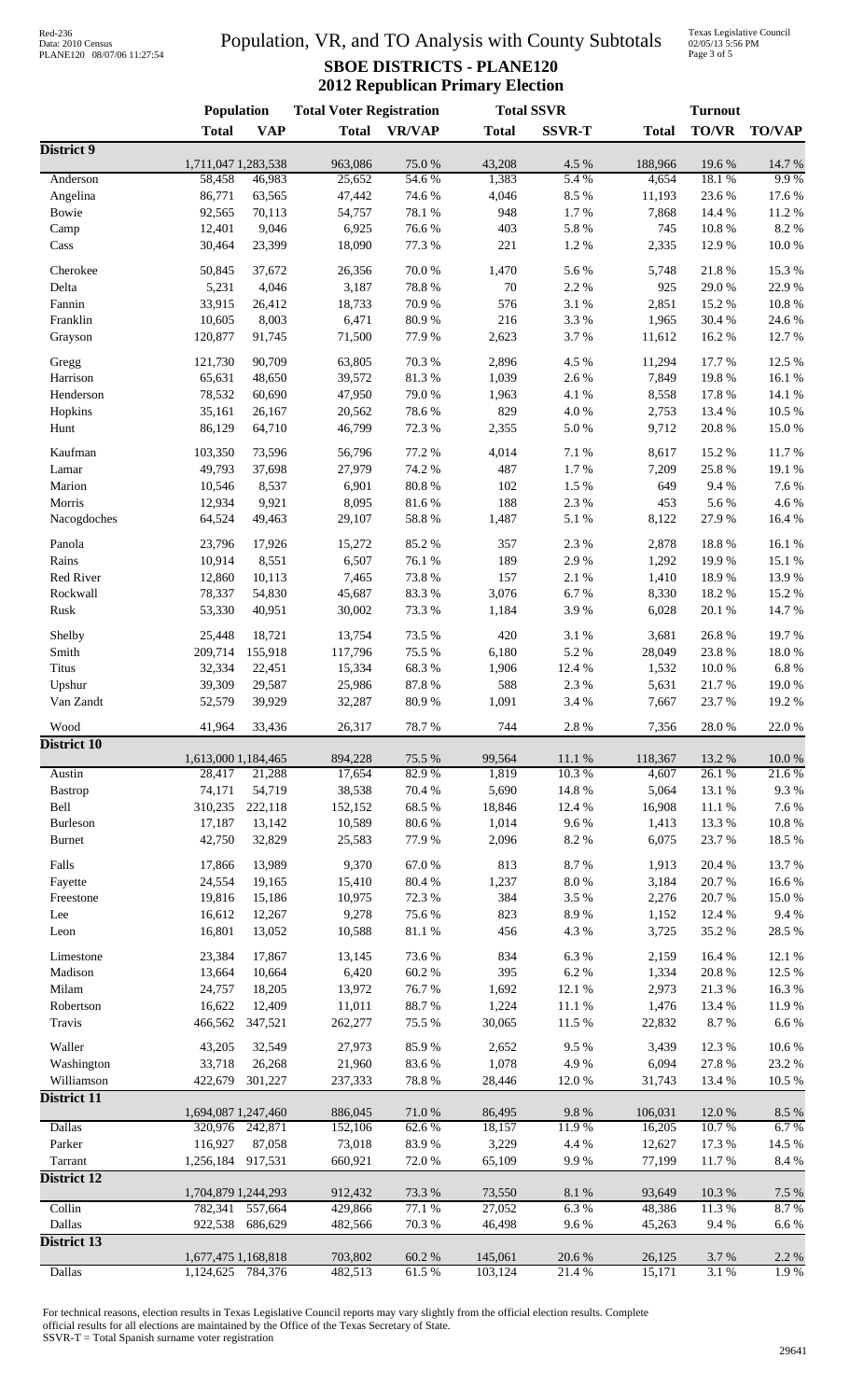# Population, VR, and TO Analysis with County Subtotals

## SBOE DISTRICTS - PLANE120

## 2012 Republican Primary Election

| | Population | | Total Voter Registration | | Total SSVR | | Turnout | | |
|---|---|---|---|---|---|---|---|---|---|
| | **Total** | **VAP** | **Total** | **VR/VAP** | **Total** | **SSVR-T** | **Total** | **TO/VR** | **TO/VAP** |
| **District 9** | 1,711,047 | 1,283,538 | 963,086 | 75.0 % | 43,208 | 4.5 % | 188,966 | 19.6 % | 14.7 % |
| Anderson | 58,458 | 46,983 | 25,652 | 54.6 % | 1,383 | 5.4 % | 4,654 | 18.1 % | 9.9 % |
| Angelina | 86,771 | 63,565 | 47,442 | 74.6 % | 4,046 | 8.5 % | 11,193 | 23.6 % | 17.6 % |
| Bowie | 92,565 | 70,113 | 54,757 | 78.1 % | 948 | 1.7 % | 7,868 | 14.4 % | 11.2 % |
| Camp | 12,401 | 9,046 | 6,925 | 76.6 % | 403 | 5.8 % | 745 | 10.8 % | 8.2 % |
| Cass | 30,464 | 23,399 | 18,090 | 77.3 % | 221 | 1.2 % | 2,335 | 12.9 % | 10.0 % |
| Cherokee | 50,845 | 37,672 | 26,356 | 70.0 % | 1,470 | 5.6 % | 5,748 | 21.8 % | 15.3 % |
| Delta | 5,231 | 4,046 | 3,187 | 78.8 % | 70 | 2.2 % | 925 | 29.0 % | 22.9 % |
| Fannin | 33,915 | 26,412 | 18,733 | 70.9 % | 576 | 3.1 % | 2,851 | 15.2 % | 10.8 % |
| Franklin | 10,605 | 8,003 | 6,471 | 80.9 % | 216 | 3.3 % | 1,965 | 30.4 % | 24.6 % |
| Grayson | 120,877 | 91,745 | 71,500 | 77.9 % | 2,623 | 3.7 % | 11,612 | 16.2 % | 12.7 % |
| Gregg | 121,730 | 90,709 | 63,805 | 70.3 % | 2,896 | 4.5 % | 11,294 | 17.7 % | 12.5 % |
| Harrison | 65,631 | 48,650 | 39,572 | 81.3 % | 1,039 | 2.6 % | 7,849 | 19.8 % | 16.1 % |
| Henderson | 78,532 | 60,690 | 47,950 | 79.0 % | 1,963 | 4.1 % | 8,558 | 17.8 % | 14.1 % |
| Hopkins | 35,161 | 26,167 | 20,562 | 78.6 % | 829 | 4.0 % | 2,753 | 13.4 % | 10.5 % |
| Hunt | 86,129 | 64,710 | 46,799 | 72.3 % | 2,355 | 5.0 % | 9,712 | 20.8 % | 15.0 % |
| Kaufman | 103,350 | 73,596 | 56,796 | 77.2 % | 4,014 | 7.1 % | 8,617 | 15.2 % | 11.7 % |
| Lamar | 49,793 | 37,698 | 27,979 | 74.2 % | 487 | 1.7 % | 7,209 | 25.8 % | 19.1 % |
| Marion | 10,546 | 8,537 | 6,901 | 80.8 % | 102 | 1.5 % | 649 | 9.4 % | 7.6 % |
| Morris | 12,934 | 9,921 | 8,095 | 81.6 % | 188 | 2.3 % | 453 | 5.6 % | 4.6 % |
| Nacogdoches | 64,524 | 49,463 | 29,107 | 58.8 % | 1,487 | 5.1 % | 8,122 | 27.9 % | 16.4 % |
| Panola | 23,796 | 17,926 | 15,272 | 85.2 % | 357 | 2.3 % | 2,878 | 18.8 % | 16.1 % |
| Rains | 10,914 | 8,551 | 6,507 | 76.1 % | 189 | 2.9 % | 1,292 | 19.9 % | 15.1 % |
| Red River | 12,860 | 10,113 | 7,465 | 73.8 % | 157 | 2.1 % | 1,410 | 18.9 % | 13.9 % |
| Rockwall | 78,337 | 54,830 | 45,687 | 83.3 % | 3,076 | 6.7 % | 8,330 | 18.2 % | 15.2 % |
| Rusk | 53,330 | 40,951 | 30,002 | 73.3 % | 1,184 | 3.9 % | 6,028 | 20.1 % | 14.7 % |
| Shelby | 25,448 | 18,721 | 13,754 | 73.5 % | 420 | 3.1 % | 3,681 | 26.8 % | 19.7 % |
| Smith | 209,714 | 155,918 | 117,796 | 75.5 % | 6,180 | 5.2 % | 28,049 | 23.8 % | 18.0 % |
| Titus | 32,334 | 22,451 | 15,334 | 68.3 % | 1,906 | 12.4 % | 1,532 | 10.0 % | 6.8 % |
| Upshur | 39,309 | 29,587 | 25,986 | 87.8 % | 588 | 2.3 % | 5,631 | 21.7 % | 19.0 % |
| Van Zandt | 52,579 | 39,929 | 32,287 | 80.9 % | 1,091 | 3.4 % | 7,667 | 23.7 % | 19.2 % |
| Wood | 41,964 | 33,436 | 26,317 | 78.7 % | 744 | 2.8 % | 7,356 | 28.0 % | 22.0 % |
| **District 10** | 1,613,000 | 1,184,465 | 894,228 | 75.5 % | 99,564 | 11.1 % | 118,367 | 13.2 % | 10.0 % |
| Austin | 28,417 | 21,288 | 17,654 | 82.9 % | 1,819 | 10.3 % | 4,607 | 26.1 % | 21.6 % |
| Bastrop | 74,171 | 54,719 | 38,538 | 70.4 % | 5,690 | 14.8 % | 5,064 | 13.1 % | 9.3 % |
| Bell | 310,235 | 222,118 | 152,152 | 68.5 % | 18,846 | 12.4 % | 16,908 | 11.1 % | 7.6 % |
| Burleson | 17,187 | 13,142 | 10,589 | 80.6 % | 1,014 | 9.6 % | 1,413 | 13.3 % | 10.8 % |
| Burnet | 42,750 | 32,829 | 25,583 | 77.9 % | 2,096 | 8.2 % | 6,075 | 23.7 % | 18.5 % |
| Falls | 17,866 | 13,989 | 9,370 | 67.0 % | 813 | 8.7 % | 1,913 | 20.4 % | 13.7 % |
| Fayette | 24,554 | 19,165 | 15,410 | 80.4 % | 1,237 | 8.0 % | 3,184 | 20.7 % | 16.6 % |
| Freestone | 19,816 | 15,186 | 10,975 | 72.3 % | 384 | 3.5 % | 2,276 | 20.7 % | 15.0 % |
| Lee | 16,612 | 12,267 | 9,278 | 75.6 % | 823 | 8.9 % | 1,152 | 12.4 % | 9.4 % |
| Leon | 16,801 | 13,052 | 10,588 | 81.1 % | 456 | 4.3 % | 3,725 | 35.2 % | 28.5 % |
| Limestone | 23,384 | 17,867 | 13,145 | 73.6 % | 834 | 6.3 % | 2,159 | 16.4 % | 12.1 % |
| Madison | 13,664 | 10,664 | 6,420 | 60.2 % | 395 | 6.2 % | 1,334 | 20.8 % | 12.5 % |
| Milam | 24,757 | 18,205 | 13,972 | 76.7 % | 1,692 | 12.1 % | 2,973 | 21.3 % | 16.3 % |
| Robertson | 16,622 | 12,409 | 11,011 | 88.7 % | 1,224 | 11.1 % | 1,476 | 13.4 % | 11.9 % |
| Travis | 466,562 | 347,521 | 262,277 | 75.5 % | 30,065 | 11.5 % | 22,832 | 8.7 % | 6.6 % |
| Waller | 43,205 | 32,549 | 27,973 | 85.9 % | 2,652 | 9.5 % | 3,439 | 12.3 % | 10.6 % |
| Washington | 33,718 | 26,268 | 21,960 | 83.6 % | 1,078 | 4.9 % | 6,094 | 27.8 % | 23.2 % |
| Williamson | 422,679 | 301,227 | 237,333 | 78.8 % | 28,446 | 12.0 % | 31,743 | 13.4 % | 10.5 % |
| **District 11** | 1,694,087 | 1,247,460 | 886,045 | 71.0 % | 86,495 | 9.8 % | 106,031 | 12.0 % | 8.5 % |
| Dallas | 320,976 | 242,871 | 152,106 | 62.6 % | 18,157 | 11.9 % | 16,205 | 10.7 % | 6.7 % |
| Parker | 116,927 | 87,058 | 73,018 | 83.9 % | 3,229 | 4.4 % | 12,627 | 17.3 % | 14.5 % |
| Tarrant | 1,256,184 | 917,531 | 660,921 | 72.0 % | 65,109 | 9.9 % | 77,199 | 11.7 % | 8.4 % |
| **District 12** | 1,704,879 | 1,244,293 | 912,432 | 73.3 % | 73,550 | 8.1 % | 93,649 | 10.3 % | 7.5 % |
| Collin | 782,341 | 557,664 | 429,866 | 77.1 % | 27,052 | 6.3 % | 48,386 | 11.3 % | 8.7 % |
| Dallas | 922,538 | 686,629 | 482,566 | 70.3 % | 46,498 | 9.6 % | 45,263 | 9.4 % | 6.6 % |
| **District 13** | 1,677,475 | 1,168,818 | 703,802 | 60.2 % | 145,061 | 20.6 % | 26,125 | 3.7 % | 2.2 % |
| Dallas | 1,124,625 | 784,376 | 482,513 | 61.5 % | 103,124 | 21.4 % | 15,171 | 3.1 % | 1.9 % |

For technical reasons, election results in Texas Legislative Council reports may vary slightly from the official election results. Complete official results for all elections are maintained by the Office of the Texas Secretary of State.
SSVR-T = Total Spanish surname voter registration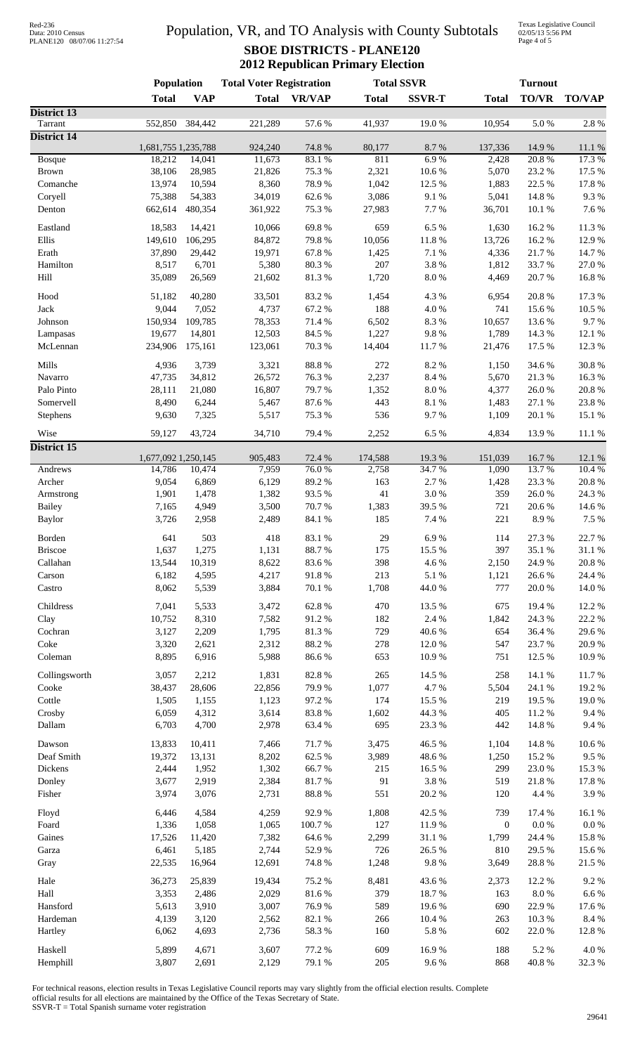# Population, VR, and TO Analysis with County Subtotals

## SBOE DISTRICTS - PLANE120

### 2012 Republican Primary Election

| | Population | | Total Voter Registration | | Total SSVR | | Turnout | | |
|---|---|---|---|---|---|---|---|---|---|
| | **Total** | **VAP** | **Total** | **VR/VAP** | **Total** | **SSVR-T** | **Total** | **TO/VR** | **TO/VAP** |
| **District 13** | | | | | | | | | |
| Tarrant | 552,850 | 384,442 | 221,289 | 57.6 % | 41,937 | 19.0 % | 10,954 | 5.0 % | 2.8 % |
| **District 14** | | | | | | | | | |
| | 1,681,755 | 1,235,788 | 924,240 | 74.8 % | 80,177 | 8.7 % | 137,336 | 14.9 % | 11.1 % |
| Bosque | 18,212 | 14,041 | 11,673 | 83.1 % | 811 | 6.9 % | 2,428 | 20.8 % | 17.3 % |
| Brown | 38,106 | 28,985 | 21,826 | 75.3 % | 2,321 | 10.6 % | 5,070 | 23.2 % | 17.5 % |
| Comanche | 13,974 | 10,594 | 8,360 | 78.9 % | 1,042 | 12.5 % | 1,883 | 22.5 % | 17.8 % |
| Coryell | 75,388 | 54,383 | 34,019 | 62.6 % | 3,086 | 9.1 % | 5,041 | 14.8 % | 9.3 % |
| Denton | 662,614 | 480,354 | 361,922 | 75.3 % | 27,983 | 7.7 % | 36,701 | 10.1 % | 7.6 % |
| Eastland | 18,583 | 14,421 | 10,066 | 69.8 % | 659 | 6.5 % | 1,630 | 16.2 % | 11.3 % |
| Ellis | 149,610 | 106,295 | 84,872 | 79.8 % | 10,056 | 11.8 % | 13,726 | 16.2 % | 12.9 % |
| Erath | 37,890 | 29,442 | 19,971 | 67.8 % | 1,425 | 7.1 % | 4,336 | 21.7 % | 14.7 % |
| Hamilton | 8,517 | 6,701 | 5,380 | 80.3 % | 207 | 3.8 % | 1,812 | 33.7 % | 27.0 % |
| Hill | 35,089 | 26,569 | 21,602 | 81.3 % | 1,720 | 8.0 % | 4,469 | 20.7 % | 16.8 % |
| Hood | 51,182 | 40,280 | 33,501 | 83.2 % | 1,454 | 4.3 % | 6,954 | 20.8 % | 17.3 % |
| Jack | 9,044 | 7,052 | 4,737 | 67.2 % | 188 | 4.0 % | 741 | 15.6 % | 10.5 % |
| Johnson | 150,934 | 109,785 | 78,353 | 71.4 % | 6,502 | 8.3 % | 10,657 | 13.6 % | 9.7 % |
| Lampasas | 19,677 | 14,801 | 12,503 | 84.5 % | 1,227 | 9.8 % | 1,789 | 14.3 % | 12.1 % |
| McLennan | 234,906 | 175,161 | 123,061 | 70.3 % | 14,404 | 11.7 % | 21,476 | 17.5 % | 12.3 % |
| Mills | 4,936 | 3,739 | 3,321 | 88.8 % | 272 | 8.2 % | 1,150 | 34.6 % | 30.8 % |
| Navarro | 47,735 | 34,812 | 26,572 | 76.3 % | 2,237 | 8.4 % | 5,670 | 21.3 % | 16.3 % |
| Palo Pinto | 28,111 | 21,080 | 16,807 | 79.7 % | 1,352 | 8.0 % | 4,377 | 26.0 % | 20.8 % |
| Somervell | 8,490 | 6,244 | 5,467 | 87.6 % | 443 | 8.1 % | 1,483 | 27.1 % | 23.8 % |
| Stephens | 9,630 | 7,325 | 5,517 | 75.3 % | 536 | 9.7 % | 1,109 | 20.1 % | 15.1 % |
| Wise | 59,127 | 43,724 | 34,710 | 79.4 % | 2,252 | 6.5 % | 4,834 | 13.9 % | 11.1 % |
| **District 15** | | | | | | | | | |
| | 1,677,092 | 1,250,145 | 905,483 | 72.4 % | 174,588 | 19.3 % | 151,039 | 16.7 % | 12.1 % |
| Andrews | 14,786 | 10,474 | 7,959 | 76.0 % | 2,758 | 34.7 % | 1,090 | 13.7 % | 10.4 % |
| Archer | 9,054 | 6,869 | 6,129 | 89.2 % | 163 | 2.7 % | 1,428 | 23.3 % | 20.8 % |
| Armstrong | 1,901 | 1,478 | 1,382 | 93.5 % | 41 | 3.0 % | 359 | 26.0 % | 24.3 % |
| Bailey | 7,165 | 4,949 | 3,500 | 70.7 % | 1,383 | 39.5 % | 721 | 20.6 % | 14.6 % |
| Baylor | 3,726 | 2,958 | 2,489 | 84.1 % | 185 | 7.4 % | 221 | 8.9 % | 7.5 % |
| Borden | 641 | 503 | 418 | 83.1 % | 29 | 6.9 % | 114 | 27.3 % | 22.7 % |
| Briscoe | 1,637 | 1,275 | 1,131 | 88.7 % | 175 | 15.5 % | 397 | 35.1 % | 31.1 % |
| Callahan | 13,544 | 10,319 | 8,622 | 83.6 % | 398 | 4.6 % | 2,150 | 24.9 % | 20.8 % |
| Carson | 6,182 | 4,595 | 4,217 | 91.8 % | 213 | 5.1 % | 1,121 | 26.6 % | 24.4 % |
| Castro | 8,062 | 5,539 | 3,884 | 70.1 % | 1,708 | 44.0 % | 777 | 20.0 % | 14.0 % |
| Childress | 7,041 | 5,533 | 3,472 | 62.8 % | 470 | 13.5 % | 675 | 19.4 % | 12.2 % |
| Clay | 10,752 | 8,310 | 7,582 | 91.2 % | 182 | 2.4 % | 1,842 | 24.3 % | 22.2 % |
| Cochran | 3,127 | 2,209 | 1,795 | 81.3 % | 729 | 40.6 % | 654 | 36.4 % | 29.6 % |
| Coke | 3,320 | 2,621 | 2,312 | 88.2 % | 278 | 12.0 % | 547 | 23.7 % | 20.9 % |
| Coleman | 8,895 | 6,916 | 5,988 | 86.6 % | 653 | 10.9 % | 751 | 12.5 % | 10.9 % |
| Collingsworth | 3,057 | 2,212 | 1,831 | 82.8 % | 265 | 14.5 % | 258 | 14.1 % | 11.7 % |
| Cooke | 38,437 | 28,606 | 22,856 | 79.9 % | 1,077 | 4.7 % | 5,504 | 24.1 % | 19.2 % |
| Cottle | 1,505 | 1,155 | 1,123 | 97.2 % | 174 | 15.5 % | 219 | 19.5 % | 19.0 % |
| Crosby | 6,059 | 4,312 | 3,614 | 83.8 % | 1,602 | 44.3 % | 405 | 11.2 % | 9.4 % |
| Dallam | 6,703 | 4,700 | 2,978 | 63.4 % | 695 | 23.3 % | 442 | 14.8 % | 9.4 % |
| Dawson | 13,833 | 10,411 | 7,466 | 71.7 % | 3,475 | 46.5 % | 1,104 | 14.8 % | 10.6 % |
| Deaf Smith | 19,372 | 13,131 | 8,202 | 62.5 % | 3,989 | 48.6 % | 1,250 | 15.2 % | 9.5 % |
| Dickens | 2,444 | 1,952 | 1,302 | 66.7 % | 215 | 16.5 % | 299 | 23.0 % | 15.3 % |
| Donley | 3,677 | 2,919 | 2,384 | 81.7 % | 91 | 3.8 % | 519 | 21.8 % | 17.8 % |
| Fisher | 3,974 | 3,076 | 2,731 | 88.8 % | 551 | 20.2 % | 120 | 4.4 % | 3.9 % |
| Floyd | 6,446 | 4,584 | 4,259 | 92.9 % | 1,808 | 42.5 % | 739 | 17.4 % | 16.1 % |
| Foard | 1,336 | 1,058 | 1,065 | 100.7 % | 127 | 11.9 % | 0 | 0.0 % | 0.0 % |
| Gaines | 17,526 | 11,420 | 7,382 | 64.6 % | 2,299 | 31.1 % | 1,799 | 24.4 % | 15.8 % |
| Garza | 6,461 | 5,185 | 2,744 | 52.9 % | 726 | 26.5 % | 810 | 29.5 % | 15.6 % |
| Gray | 22,535 | 16,964 | 12,691 | 74.8 % | 1,248 | 9.8 % | 3,649 | 28.8 % | 21.5 % |
| Hale | 36,273 | 25,839 | 19,434 | 75.2 % | 8,481 | 43.6 % | 2,373 | 12.2 % | 9.2 % |
| Hall | 3,353 | 2,486 | 2,029 | 81.6 % | 379 | 18.7 % | 163 | 8.0 % | 6.6 % |
| Hansford | 5,613 | 3,910 | 3,007 | 76.9 % | 589 | 19.6 % | 690 | 22.9 % | 17.6 % |
| Hardeman | 4,139 | 3,120 | 2,562 | 82.1 % | 266 | 10.4 % | 263 | 10.3 % | 8.4 % |
| Hartley | 6,062 | 4,693 | 2,736 | 58.3 % | 160 | 5.8 % | 602 | 22.0 % | 12.8 % |
| Haskell | 5,899 | 4,671 | 3,607 | 77.2 % | 609 | 16.9 % | 188 | 5.2 % | 4.0 % |
| Hemphill | 3,807 | 2,691 | 2,129 | 79.1 % | 205 | 9.6 % | 868 | 40.8 % | 32.3 % |

For technical reasons, election results in Texas Legislative Council reports may vary slightly from the official election results. Complete official results for all elections are maintained by the Office of the Texas Secretary of State.

SSVR-T = Total Spanish surname voter registration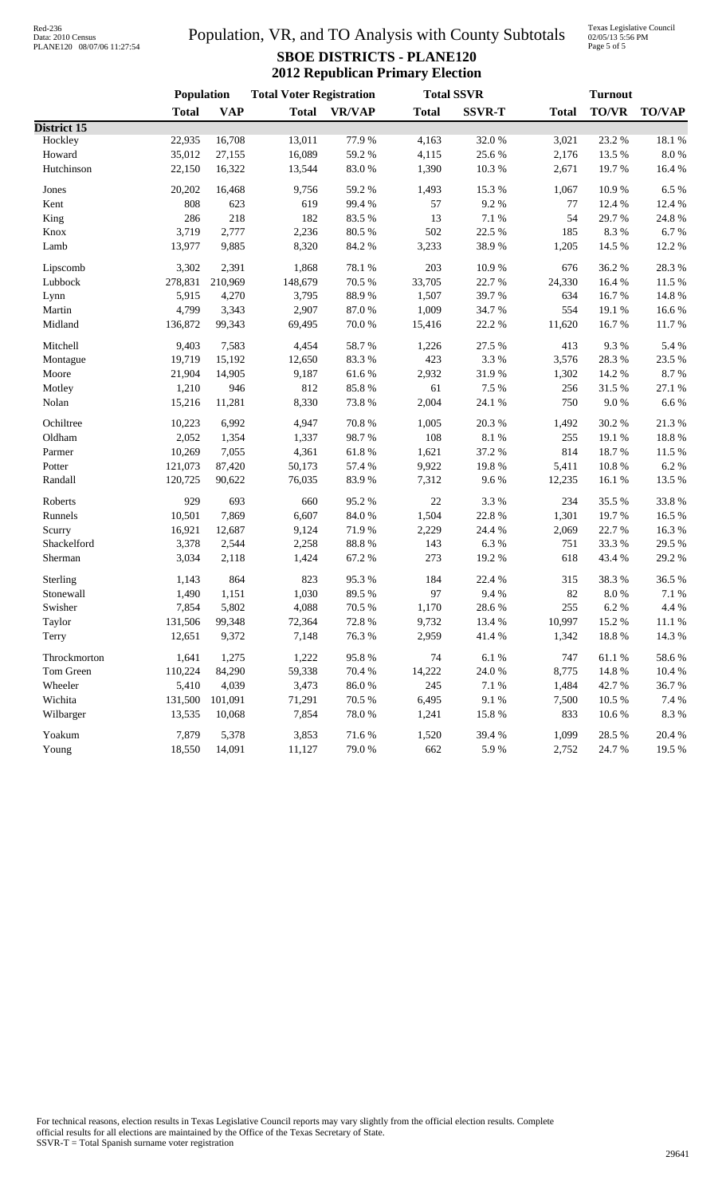# Population, VR, and TO Analysis with County Subtotals

## SBOE DISTRICTS - PLANE120

## 2012 Republican Primary Election

| | Population | | Total Voter Registration | | Total SSVR | | Turnout | | |
|---|---|---|---|---|---|---|---|---|---|
| | Total | VAP | Total | VR/VAP | Total | SSVR-T | Total | TO/VR | TO/VAP |
| **District 15** | | | | | | | | | |
| Hockley | 22,935 | 16,708 | 13,011 | 77.9 % | 4,163 | 32.0 % | 3,021 | 23.2 % | 18.1 % |
| Howard | 35,012 | 27,155 | 16,089 | 59.2 % | 4,115 | 25.6 % | 2,176 | 13.5 % | 8.0 % |
| Hutchinson | 22,150 | 16,322 | 13,544 | 83.0 % | 1,390 | 10.3 % | 2,671 | 19.7 % | 16.4 % |
| Jones | 20,202 | 16,468 | 9,756 | 59.2 % | 1,493 | 15.3 % | 1,067 | 10.9 % | 6.5 % |
| Kent | 808 | 623 | 619 | 99.4 % | 57 | 9.2 % | 77 | 12.4 % | 12.4 % |
| King | 286 | 218 | 182 | 83.5 % | 13 | 7.1 % | 54 | 29.7 % | 24.8 % |
| Knox | 3,719 | 2,777 | 2,236 | 80.5 % | 502 | 22.5 % | 185 | 8.3 % | 6.7 % |
| Lamb | 13,977 | 9,885 | 8,320 | 84.2 % | 3,233 | 38.9 % | 1,205 | 14.5 % | 12.2 % |
| Lipscomb | 3,302 | 2,391 | 1,868 | 78.1 % | 203 | 10.9 % | 676 | 36.2 % | 28.3 % |
| Lubbock | 278,831 | 210,969 | 148,679 | 70.5 % | 33,705 | 22.7 % | 24,330 | 16.4 % | 11.5 % |
| Lynn | 5,915 | 4,270 | 3,795 | 88.9 % | 1,507 | 39.7 % | 634 | 16.7 % | 14.8 % |
| Martin | 4,799 | 3,343 | 2,907 | 87.0 % | 1,009 | 34.7 % | 554 | 19.1 % | 16.6 % |
| Midland | 136,872 | 99,343 | 69,495 | 70.0 % | 15,416 | 22.2 % | 11,620 | 16.7 % | 11.7 % |
| Mitchell | 9,403 | 7,583 | 4,454 | 58.7 % | 1,226 | 27.5 % | 413 | 9.3 % | 5.4 % |
| Montague | 19,719 | 15,192 | 12,650 | 83.3 % | 423 | 3.3 % | 3,576 | 28.3 % | 23.5 % |
| Moore | 21,904 | 14,905 | 9,187 | 61.6 % | 2,932 | 31.9 % | 1,302 | 14.2 % | 8.7 % |
| Motley | 1,210 | 946 | 812 | 85.8 % | 61 | 7.5 % | 256 | 31.5 % | 27.1 % |
| Nolan | 15,216 | 11,281 | 8,330 | 73.8 % | 2,004 | 24.1 % | 750 | 9.0 % | 6.6 % |
| Ochiltree | 10,223 | 6,992 | 4,947 | 70.8 % | 1,005 | 20.3 % | 1,492 | 30.2 % | 21.3 % |
| Oldham | 2,052 | 1,354 | 1,337 | 98.7 % | 108 | 8.1 % | 255 | 19.1 % | 18.8 % |
| Parmer | 10,269 | 7,055 | 4,361 | 61.8 % | 1,621 | 37.2 % | 814 | 18.7 % | 11.5 % |
| Potter | 121,073 | 87,420 | 50,173 | 57.4 % | 9,922 | 19.8 % | 5,411 | 10.8 % | 6.2 % |
| Randall | 120,725 | 90,622 | 76,035 | 83.9 % | 7,312 | 9.6 % | 12,235 | 16.1 % | 13.5 % |
| Roberts | 929 | 693 | 660 | 95.2 % | 22 | 3.3 % | 234 | 35.5 % | 33.8 % |
| Runnels | 10,501 | 7,869 | 6,607 | 84.0 % | 1,504 | 22.8 % | 1,301 | 19.7 % | 16.5 % |
| Scurry | 16,921 | 12,687 | 9,124 | 71.9 % | 2,229 | 24.4 % | 2,069 | 22.7 % | 16.3 % |
| Shackelford | 3,378 | 2,544 | 2,258 | 88.8 % | 143 | 6.3 % | 751 | 33.3 % | 29.5 % |
| Sherman | 3,034 | 2,118 | 1,424 | 67.2 % | 273 | 19.2 % | 618 | 43.4 % | 29.2 % |
| Sterling | 1,143 | 864 | 823 | 95.3 % | 184 | 22.4 % | 315 | 38.3 % | 36.5 % |
| Stonewall | 1,490 | 1,151 | 1,030 | 89.5 % | 97 | 9.4 % | 82 | 8.0 % | 7.1 % |
| Swisher | 7,854 | 5,802 | 4,088 | 70.5 % | 1,170 | 28.6 % | 255 | 6.2 % | 4.4 % |
| Taylor | 131,506 | 99,348 | 72,364 | 72.8 % | 9,732 | 13.4 % | 10,997 | 15.2 % | 11.1 % |
| Terry | 12,651 | 9,372 | 7,148 | 76.3 % | 2,959 | 41.4 % | 1,342 | 18.8 % | 14.3 % |
| Throckmorton | 1,641 | 1,275 | 1,222 | 95.8 % | 74 | 6.1 % | 747 | 61.1 % | 58.6 % |
| Tom Green | 110,224 | 84,290 | 59,338 | 70.4 % | 14,222 | 24.0 % | 8,775 | 14.8 % | 10.4 % |
| Wheeler | 5,410 | 4,039 | 3,473 | 86.0 % | 245 | 7.1 % | 1,484 | 42.7 % | 36.7 % |
| Wichita | 131,500 | 101,091 | 71,291 | 70.5 % | 6,495 | 9.1 % | 7,500 | 10.5 % | 7.4 % |
| Wilbarger | 13,535 | 10,068 | 7,854 | 78.0 % | 1,241 | 15.8 % | 833 | 10.6 % | 8.3 % |
| Yoakum | 7,879 | 5,378 | 3,853 | 71.6 % | 1,520 | 39.4 % | 1,099 | 28.5 % | 20.4 % |
| Young | 18,550 | 14,091 | 11,127 | 79.0 % | 662 | 5.9 % | 2,752 | 24.7 % | 19.5 % |

For technical reasons, election results in Texas Legislative Council reports may vary slightly from the official election results. Complete official results for all elections are maintained by the Office of the Texas Secretary of State.
SSVR-T = Total Spanish surname voter registration